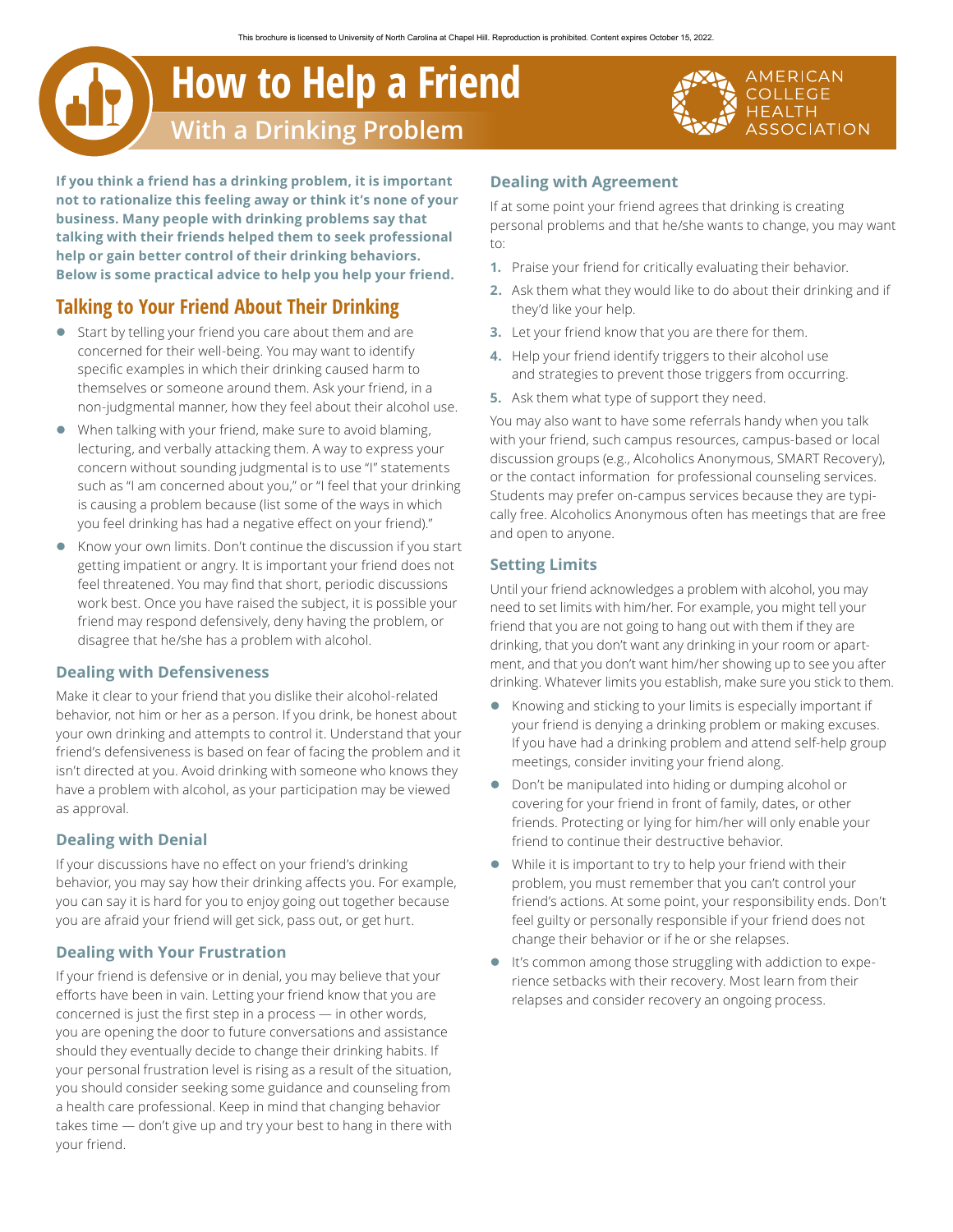# How to Help a Friend

## With a Drinking Problem

AMERICAN COLLEGE HEALTH ASSOCIATION

**If you think a friend has a drinking problem, it is important not to rationalize this feeling away or think it's none of your business. Many people with drinking problems say that talking with their friends helped them to seek professional help or gain better control of their drinking behaviors. Below is some practical advice to help you help your friend.**

## Talking to Your Friend About Their Drinking

- Start by telling your friend you care about them and are concerned for their well-being. You may want to identify specific examples in which their drinking caused harm to themselves or someone around them. Ask your friend, in a non-judgmental manner, how they feel about their alcohol use.
- When talking with your friend, make sure to avoid blaming, lecturing, and verbally attacking them. A way to express your concern without sounding judgmental is to use "I" statements such as "I am concerned about you," or "I feel that your drinking is causing a problem because (list some of the ways in which you feel drinking has had a negative effect on your friend)."
- Know your own limits. Don't continue the discussion if you start getting impatient or angry. It is important your friend does not feel threatened. You may find that short, periodic discussions work best. Once you have raised the subject, it is possible your friend may respond defensively, deny having the problem, or disagree that he/she has a problem with alcohol.

### Dealing with Defensiveness

Make it clear to your friend that you dislike their alcohol-related behavior, not him or her as a person. If you drink, be honest about your own drinking and attempts to control it. Understand that your friend's defensiveness is based on fear of facing the problem and it isn't directed at you. Avoid drinking with someone who knows they have a problem with alcohol, as your participation may be viewed as approval.

### Dealing with Denial

If your discussions have no effect on your friend's drinking behavior, you may say how their drinking affects you. For example, you can say it is hard for you to enjoy going out together because you are afraid your friend will get sick, pass out, or get hurt.

### Dealing with Your Frustration

If your friend is defensive or in denial, you may believe that your efforts have been in vain. Letting your friend know that you are concerned is just the first step in a process — in other words, you are opening the door to future conversations and assistance should they eventually decide to change their drinking habits. If your personal frustration level is rising as a result of the situation, you should consider seeking some guidance and counseling from a health care professional. Keep in mind that changing behavior takes time — don't give up and try your best to hang in there with your friend.

### Dealing with Agreement

If at some point your friend agrees that drinking is creating personal problems and that he/she wants to change, you may want to:

1. Praise your friend for critically evaluating their behavior.
2. Ask them what they would like to do about their drinking and if they'd like your help.
3. Let your friend know that you are there for them.
4. Help your friend identify triggers to their alcohol use and strategies to prevent those triggers from occurring.
5. Ask them what type of support they need.

You may also want to have some referrals handy when you talk with your friend, such as campus resources, campus-based or local discussion groups (e.g., Alcoholics Anonymous, SMART Recovery), or the contact information for professional counseling services. Students may prefer on-campus services because they are typically free. Alcoholics Anonymous often has meetings that are free and open to anyone.

### Setting Limits

Until your friend acknowledges a problem with alcohol, you may need to set limits with him/her. For example, you might tell your friend that you are not going to hang out with them if they are drinking, that you don't want any drinking in your room or apartment, and that you don't want him/her showing up to see you after drinking. Whatever limits you establish, make sure you stick to them.

- Knowing and sticking to your limits is especially important if your friend is denying a drinking problem or making excuses. If you have had a drinking problem and attend self-help group meetings, consider inviting your friend along.
- Don't be manipulated into hiding or dumping alcohol or covering for your friend in front of family, dates, or other friends. Protecting or lying for him/her will only enable your friend to continue their destructive behavior.
- While it is important to try to help your friend with their problem, you must remember that you can't control your friend's actions. At some point, your responsibility ends. Don't feel guilty or personally responsible if your friend does not change their behavior or if he or she relapses.
- It's common among those struggling with addiction to experience setbacks with their recovery. Most learn from their relapses and consider recovery an ongoing process.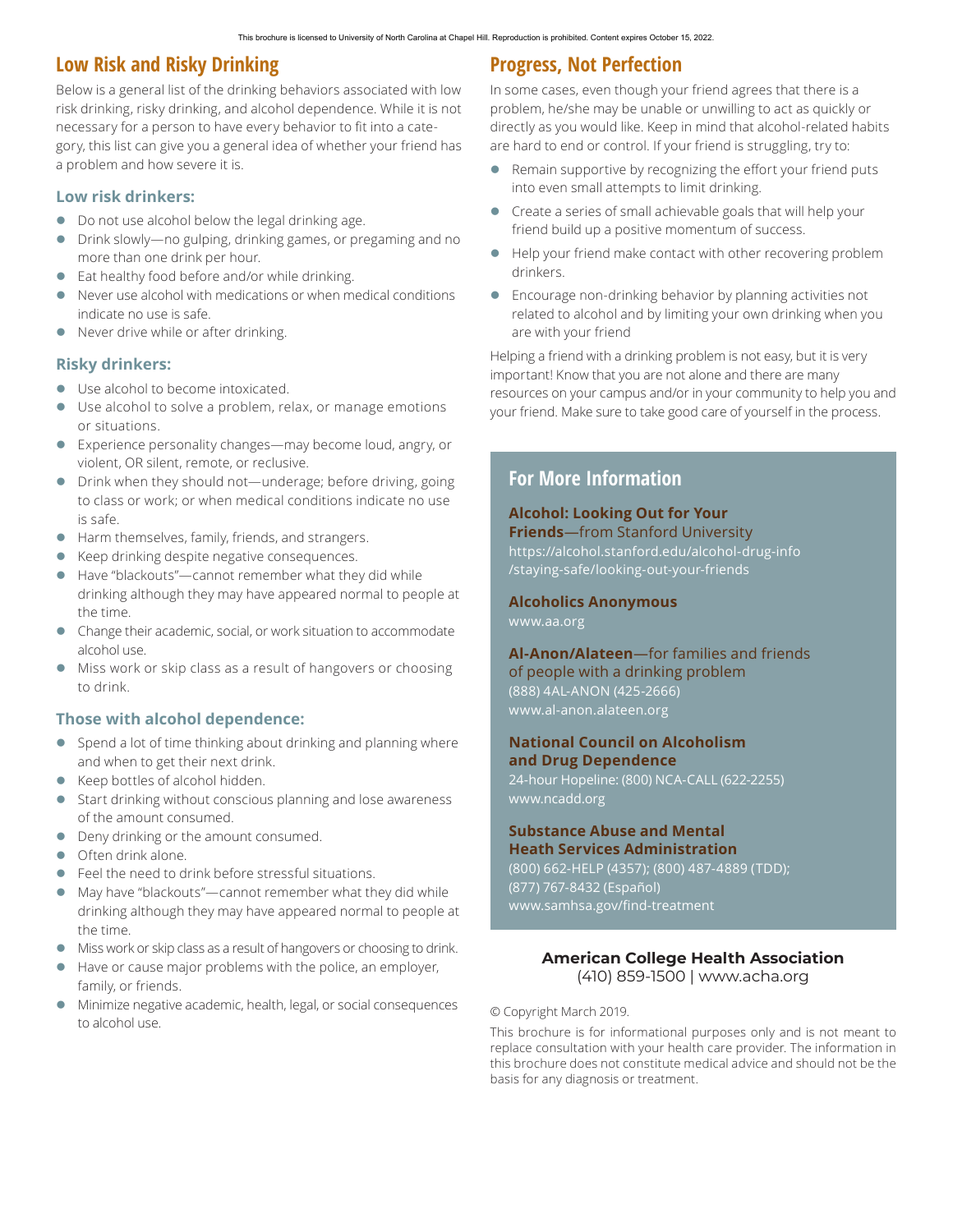## Low Risk and Risky Drinking

Below is a general list of the drinking behaviors associated with low risk drinking, risky drinking, and alcohol dependence. While it is not necessary for a person to have every behavior to fit into a category, this list can give you a general idea of whether your friend has a problem and how severe it is.

### Low risk drinkers:

- Do not use alcohol below the legal drinking age.
- Drink slowly—no gulping, drinking games, or pregaming and no more than one drink per hour.
- Eat healthy food before and/or while drinking.
- Never use alcohol with medications or when medical conditions indicate no use is safe.
- Never drive while or after drinking.

### Risky drinkers:

- Use alcohol to become intoxicated.
- Use alcohol to solve a problem, relax, or manage emotions or situations.
- Experience personality changes—may become loud, angry, or violent, OR silent, remote, or reclusive.
- Drink when they should not—underage; before driving, going to class or work; or when medical conditions indicate no use is safe.
- Harm themselves, family, friends, and strangers.
- Keep drinking despite negative consequences.
- Have "blackouts"—cannot remember what they did while drinking although they may have appeared normal to people at the time.
- Change their academic, social, or work situation to accommodate alcohol use.
- Miss work or skip class as a result of hangovers or choosing to drink.

### Those with alcohol dependence:

- Spend a lot of time thinking about drinking and planning where and when to get their next drink.
- Keep bottles of alcohol hidden.
- Start drinking without conscious planning and lose awareness of the amount consumed.
- Deny drinking or the amount consumed.
- Often drink alone.
- Feel the need to drink before stressful situations.
- May have "blackouts"—cannot remember what they did while drinking although they may have appeared normal to people at the time.
- Miss work or skip class as a result of hangovers or choosing to drink.
- Have or cause major problems with the police, an employer, family, or friends.
- Minimize negative academic, health, legal, or social consequences to alcohol use.

## Progress, Not Perfection

In some cases, even though your friend agrees that there is a problem, he/she may be unable or unwilling to act as quickly or directly as you would like. Keep in mind that alcohol-related habits are hard to end or control. If your friend is struggling, try to:

- Remain supportive by recognizing the effort your friend puts into even small attempts to limit drinking.
- Create a series of small achievable goals that will help your friend build up a positive momentum of success.
- Help your friend make contact with other recovering problem drinkers.
- Encourage non-drinking behavior by planning activities not related to alcohol and by limiting your own drinking when you are with your friend

Helping a friend with a drinking problem is not easy, but it is very important! Know that you are not alone and there are many resources on your campus and/or in your community to help you and your friend. Make sure to take good care of yourself in the process.

## For More Information

**Alcohol: Looking Out for Your Friends**—from Stanford University
https://alcohol.stanford.edu/alcohol-drug-info/staying-safe/looking-out-your-friends

**Alcoholics Anonymous**
www.aa.org

**Al-Anon/Alateen**—for families and friends of people with a drinking problem
(888) 4AL-ANON (425-2666)
www.al-anon.alateen.org

**National Council on Alcoholism and Drug Dependence**
24-hour Hopeline: (800) NCA-CALL (622-2255)
www.ncadd.org

**Substance Abuse and Mental Heath Services Administration**
(800) 662-HELP (4357); (800) 487-4889 (TDD); (877) 767-8432 (Español)
www.samhsa.gov/find-treatment

**American College Health Association**
(410) 859-1500 | www.acha.org

© Copyright March 2019.

This brochure is for informational purposes only and is not meant to replace consultation with your health care provider. The information in this brochure does not constitute medical advice and should not be the basis for any diagnosis or treatment.